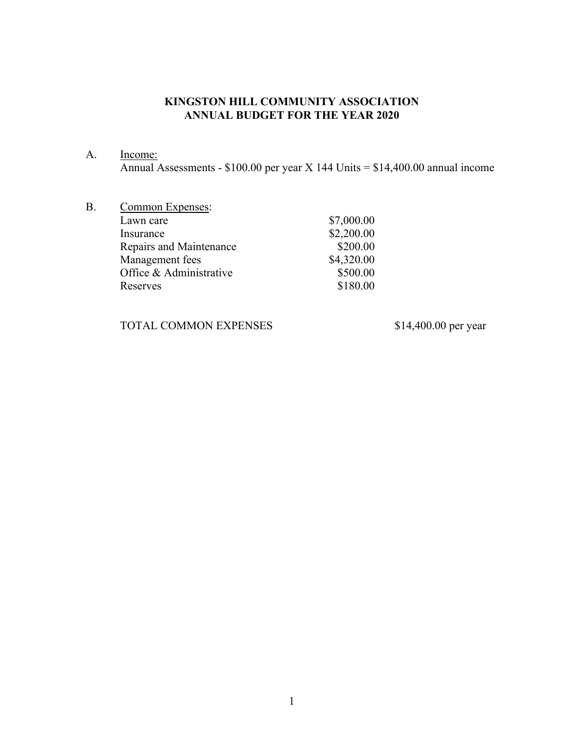# KINGSTON HILL COMMUNITY ASSOCIATION
# ANNUAL BUDGET FOR THE YEAR 2020

A. Income:

Annual Assessments - $100.00 per year X 144 Units = $14,400.00 annual income

B. Common Expenses:

| | |
|---|---|
| Lawn care | $7,000.00 |
| Insurance | $2,200.00 |
| Repairs and Maintenance | $200.00 |
| Management fees | $4,320.00 |
| Office & Administrative | $500.00 |
| Reserves | $180.00 |

TOTAL COMMON EXPENSES $14,400.00 per year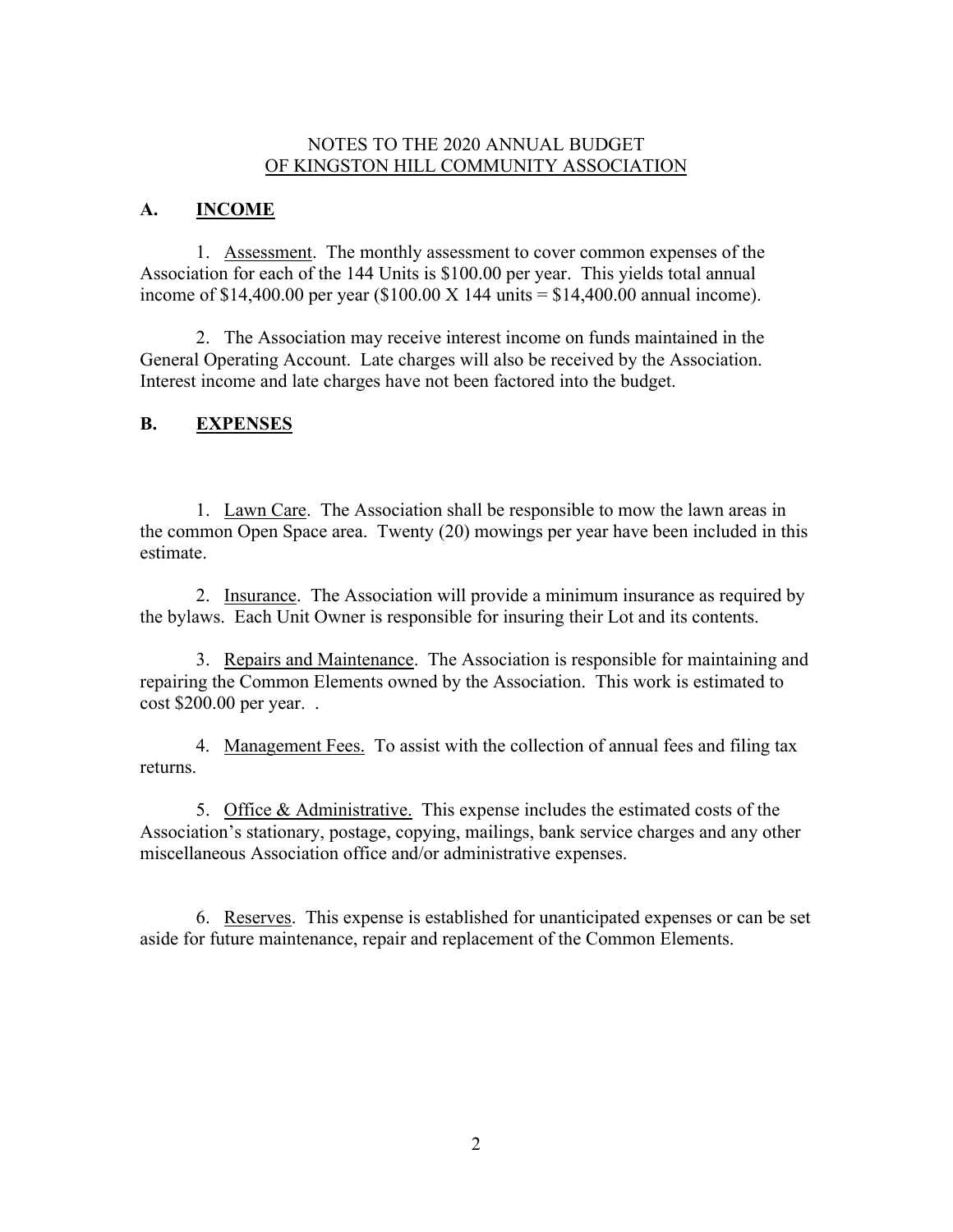NOTES TO THE 2020 ANNUAL BUDGET
OF KINGSTON HILL COMMUNITY ASSOCIATION

## A. INCOME

1. Assessment. The monthly assessment to cover common expenses of the Association for each of the 144 Units is $100.00 per year. This yields total annual income of $14,400.00 per year ($100.00 X 144 units = $14,400.00 annual income).

2. The Association may receive interest income on funds maintained in the General Operating Account. Late charges will also be received by the Association. Interest income and late charges have not been factored into the budget.

## B. EXPENSES

1. Lawn Care. The Association shall be responsible to mow the lawn areas in the common Open Space area. Twenty (20) mowings per year have been included in this estimate.

2. Insurance. The Association will provide a minimum insurance as required by the bylaws. Each Unit Owner is responsible for insuring their Lot and its contents.

3. Repairs and Maintenance. The Association is responsible for maintaining and repairing the Common Elements owned by the Association. This work is estimated to cost $200.00 per year. .

4. Management Fees. To assist with the collection of annual fees and filing tax returns.

5. Office & Administrative. This expense includes the estimated costs of the Association's stationary, postage, copying, mailings, bank service charges and any other miscellaneous Association office and/or administrative expenses.

6. Reserves. This expense is established for unanticipated expenses or can be set aside for future maintenance, repair and replacement of the Common Elements.